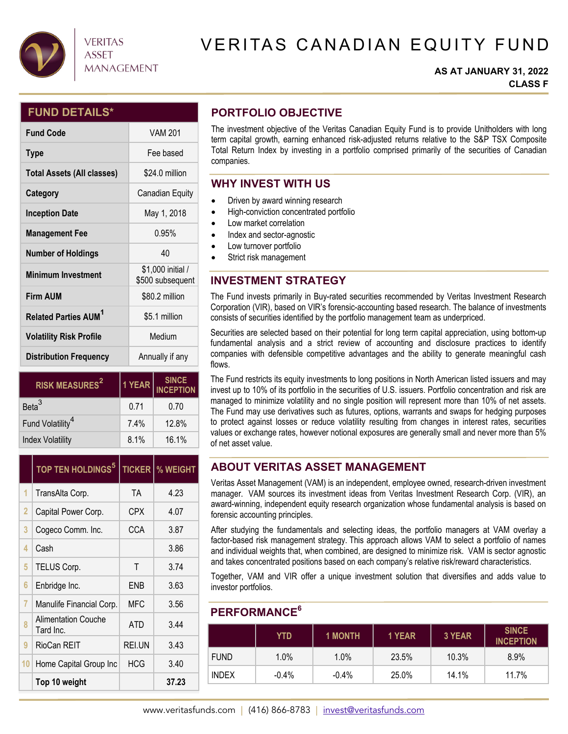VERITAS ASSET MANAGEMENT

# VERITAS CANADIAN EQUITY FUND

**AS AT JANUARY 31, 2022**
**CLASS F**

## FUND DETAILS*

| | |
|---|---|
| **Fund Code** | VAM 201 |
| **Type** | Fee based |
| **Total Assets (All classes)** | $24.0 million |
| **Category** | Canadian Equity |
| **Inception Date** | May 1, 2018 |
| **Management Fee** | 0.95% |
| **Number of Holdings** | 40 |
| **Minimum Investment** | $1,000 initial / $500 subsequent |
| **Firm AUM** | $80.2 million |
| **Related Parties AUM[1]** | $5.1 million |
| **Volatility Risk Profile** | Medium |
| **Distribution Frequency** | Annually if any |

| RISK MEASURES[2] | 1 YEAR | SINCE INCEPTION |
|---|---|---|
| Beta[3] | 0.71 | 0.70 |
| Fund Volatility[4] | 7.4% | 12.8% |
| Index Volatility | 8.1% | 16.1% |

| | TOP TEN HOLDINGS[5] | TICKER | % WEIGHT |
|---|---|---|---|
| 1 | TransAlta Corp. | TA | 4.23 |
| 2 | Capital Power Corp. | CPX | 4.07 |
| 3 | Cogeco Comm. Inc. | CCA | 3.87 |
| 4 | Cash | | 3.86 |
| 5 | TELUS Corp. | T | 3.74 |
| 6 | Enbridge Inc. | ENB | 3.63 |
| 7 | Manulife Financial Corp. | MFC | 3.56 |
| 8 | Alimentation Couche Tard Inc. | ATD | 3.44 |
| 9 | RioCan REIT | REI.UN | 3.43 |
| 10 | Home Capital Group Inc | HCG | 3.40 |
| | **Top 10 weight** | | **37.23** |

## PORTFOLIO OBJECTIVE

The investment objective of the Veritas Canadian Equity Fund is to provide Unitholders with long term capital growth, earning enhanced risk-adjusted returns relative to the S&P TSX Composite Total Return Index by investing in a portfolio comprised primarily of the securities of Canadian companies.

## WHY INVEST WITH US

- Driven by award winning research
- High-conviction concentrated portfolio
- Low market correlation
- Index and sector-agnostic
- Low turnover portfolio
- Strict risk management

## INVESTMENT STRATEGY

The Fund invests primarily in Buy-rated securities recommended by Veritas Investment Research Corporation (VIR), based on VIR's forensic-accounting based research. The balance of investments consists of securities identified by the portfolio management team as underpriced.

Securities are selected based on their potential for long term capital appreciation, using bottom-up fundamental analysis and a strict review of accounting and disclosure practices to identify companies with defensible competitive advantages and the ability to generate meaningful cash flows.

The Fund restricts its equity investments to long positions in North American listed issuers and may invest up to 10% of its portfolio in the securities of U.S. issuers. Portfolio concentration and risk are managed to minimize volatility and no single position will represent more than 10% of net assets. The Fund may use derivatives such as futures, options, warrants and swaps for hedging purposes to protect against losses or reduce volatility resulting from changes in interest rates, securities values or exchange rates, however notional exposures are generally small and never more than 5% of net asset value.

## ABOUT VERITAS ASSET MANAGEMENT

Veritas Asset Management (VAM) is an independent, employee owned, research-driven investment manager. VAM sources its investment ideas from Veritas Investment Research Corp. (VIR), an award-winning, independent equity research organization whose fundamental analysis is based on forensic accounting principles.

After studying the fundamentals and selecting ideas, the portfolio managers at VAM overlay a factor-based risk management strategy. This approach allows VAM to select a portfolio of names and individual weights that, when combined, are designed to minimize risk. VAM is sector agnostic and takes concentrated positions based on each company's relative risk/reward characteristics.

Together, VAM and VIR offer a unique investment solution that diversifies and adds value to investor portfolios.

## PERFORMANCE[6]

| | YTD | 1 MONTH | 1 YEAR | 3 YEAR | SINCE INCEPTION |
|---|---|---|---|---|---|
| FUND | 1.0% | 1.0% | 23.5% | 10.3% | 8.9% |
| INDEX | -0.4% | -0.4% | 25.0% | 14.1% | 11.7% |

www.veritasfunds.com | (416) 866-8783 | invest@veritasfunds.com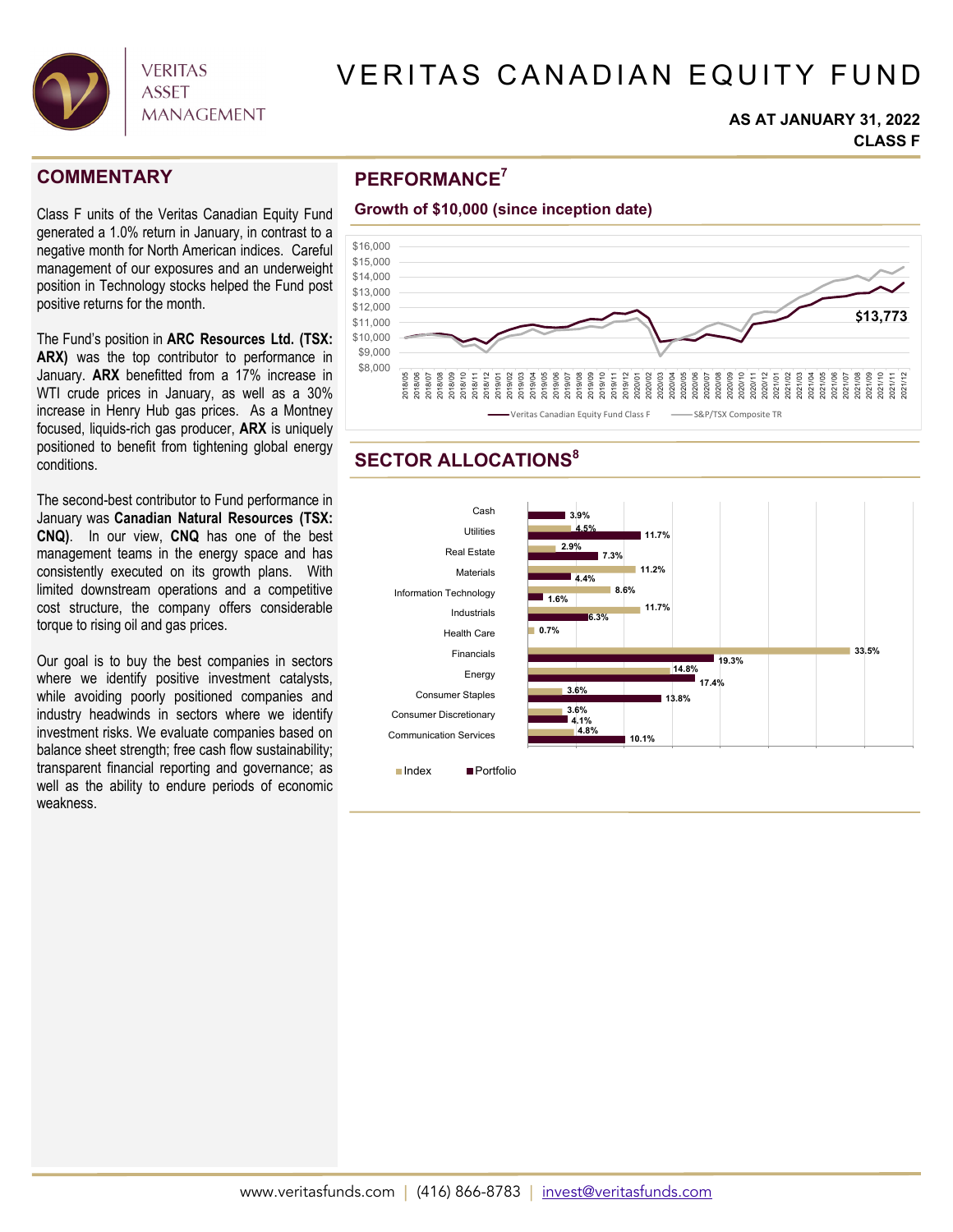# VERITAS CANADIAN EQUITY FUND

**AS AT JANUARY 31, 2022**
**CLASS F**

## COMMENTARY

Class F units of the Veritas Canadian Equity Fund generated a 1.0% return in January, in contrast to a negative month for North American indices. Careful management of our exposures and an underweight position in Technology stocks helped the Fund post positive returns for the month.

The Fund's position in **ARC Resources Ltd. (TSX: ARX)** was the top contributor to performance in January. **ARX** benefitted from a 17% increase in WTI crude prices in January, as well as a 30% increase in Henry Hub gas prices. As a Montney focused, liquids-rich gas producer, **ARX** is uniquely positioned to benefit from tightening global energy conditions.

The second-best contributor to Fund performance in January was **Canadian Natural Resources (TSX: CNQ)**. In our view, **CNQ** has one of the best management teams in the energy space and has consistently executed on its growth plans. With limited downstream operations and a competitive cost structure, the company offers considerable torque to rising oil and gas prices.

Our goal is to buy the best companies in sectors where we identify positive investment catalysts, while avoiding poorly positioned companies and industry headwinds in sectors where we identify investment risks. We evaluate companies based on balance sheet strength; free cash flow sustainability; transparent financial reporting and governance; as well as the ability to endure periods of economic weakness.

## PERFORMANCE[7]

### Growth of $10,000 (since inception date)

Veritas Canadian Equity Fund Class F vs. S&P/TSX Composite TR, 2018/05 – 2021/12: $13,773

## SECTOR ALLOCATIONS[8]

| Sector | Index | Portfolio |
|---|---|---|
| Cash | | 3.9% |
| Utilities | 4.5% | 11.7% |
| Real Estate | 2.9% | 7.3% |
| Materials | 11.2% | 4.4% |
| Information Technology | 8.6% | 1.6% |
| Industrials | 11.7% | 6.3% |
| Health Care | 0.7% | |
| Financials | 33.5% | 19.3% |
| Energy | 14.8% | 17.4% |
| Consumer Staples | 3.6% | 13.8% |
| Consumer Discretionary | 3.6% | 4.1% |
| Communication Services | 4.8% | 10.1% |

www.veritasfunds.com | (416) 866-8783 | invest@veritasfunds.com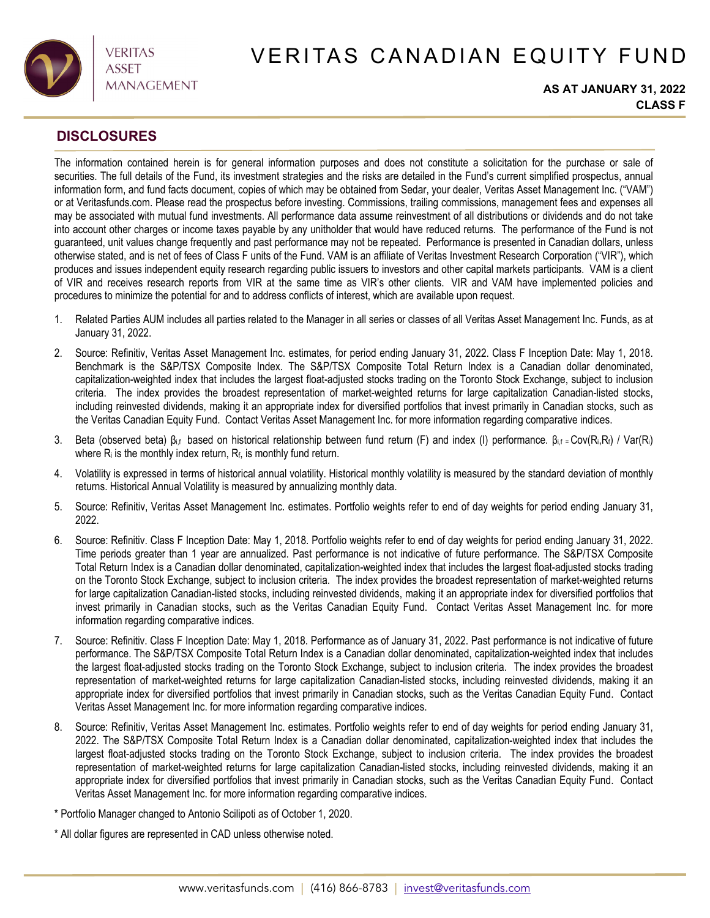# VERITAS CANADIAN EQUITY FUND

**AS AT JANUARY 31, 2022**
**CLASS F**

## DISCLOSURES

The information contained herein is for general information purposes and does not constitute a solicitation for the purchase or sale of securities. The full details of the Fund, its investment strategies and the risks are detailed in the Fund's current simplified prospectus, annual information form, and fund facts document, copies of which may be obtained from Sedar, your dealer, Veritas Asset Management Inc. ("VAM") or at Veritasfunds.com. Please read the prospectus before investing. Commissions, trailing commissions, management fees and expenses all may be associated with mutual fund investments. All performance data assume reinvestment of all distributions or dividends and do not take into account other charges or income taxes payable by any unitholder that would have reduced returns. The performance of the Fund is not guaranteed, unit values change frequently and past performance may not be repeated. Performance is presented in Canadian dollars, unless otherwise stated, and is net of fees of Class F units of the Fund. VAM is an affiliate of Veritas Investment Research Corporation ("VIR"), which produces and issues independent equity research regarding public issuers to investors and other capital markets participants. VAM is a client of VIR and receives research reports from VIR at the same time as VIR's other clients. VIR and VAM have implemented policies and procedures to minimize the potential for and to address conflicts of interest, which are available upon request.

1. Related Parties AUM includes all parties related to the Manager in all series or classes of all Veritas Asset Management Inc. Funds, as at January 31, 2022.
2. Source: Refinitiv, Veritas Asset Management Inc. estimates, for period ending January 31, 2022. Class F Inception Date: May 1, 2018. Benchmark is the S&P/TSX Composite Index. The S&P/TSX Composite Total Return Index is a Canadian dollar denominated, capitalization-weighted index that includes the largest float-adjusted stocks trading on the Toronto Stock Exchange, subject to inclusion criteria. The index provides the broadest representation of market-weighted returns for large capitalization Canadian-listed stocks, including reinvested dividends, making it an appropriate index for diversified portfolios that invest primarily in Canadian stocks, such as the Veritas Canadian Equity Fund. Contact Veritas Asset Management Inc. for more information regarding comparative indices.
3. Beta (observed beta) $\beta_{i,f}$ based on historical relationship between fund return (F) and index (I) performance. $\beta_{i,f} = Cov(R_i,R_f) / Var(R_i)$ where $R_i$ is the monthly index return, $R_f$, is monthly fund return.
4. Volatility is expressed in terms of historical annual volatility. Historical monthly volatility is measured by the standard deviation of monthly returns. Historical Annual Volatility is measured by annualizing monthly data.
5. Source: Refinitiv, Veritas Asset Management Inc. estimates. Portfolio weights refer to end of day weights for period ending January 31, 2022.
6. Source: Refinitiv. Class F Inception Date: May 1, 2018. Portfolio weights refer to end of day weights for period ending January 31, 2022. Time periods greater than 1 year are annualized. Past performance is not indicative of future performance. The S&P/TSX Composite Total Return Index is a Canadian dollar denominated, capitalization-weighted index that includes the largest float-adjusted stocks trading on the Toronto Stock Exchange, subject to inclusion criteria. The index provides the broadest representation of market-weighted returns for large capitalization Canadian-listed stocks, including reinvested dividends, making it an appropriate index for diversified portfolios that invest primarily in Canadian stocks, such as the Veritas Canadian Equity Fund. Contact Veritas Asset Management Inc. for more information regarding comparative indices.
7. Source: Refinitiv. Class F Inception Date: May 1, 2018. Performance as of January 31, 2022. Past performance is not indicative of future performance. The S&P/TSX Composite Total Return Index is a Canadian dollar denominated, capitalization-weighted index that includes the largest float-adjusted stocks trading on the Toronto Stock Exchange, subject to inclusion criteria. The index provides the broadest representation of market-weighted returns for large capitalization Canadian-listed stocks, including reinvested dividends, making it an appropriate index for diversified portfolios that invest primarily in Canadian stocks, such as the Veritas Canadian Equity Fund. Contact Veritas Asset Management Inc. for more information regarding comparative indices.
8. Source: Refinitiv, Veritas Asset Management Inc. estimates. Portfolio weights refer to end of day weights for period ending January 31, 2022. The S&P/TSX Composite Total Return Index is a Canadian dollar denominated, capitalization-weighted index that includes the largest float-adjusted stocks trading on the Toronto Stock Exchange, subject to inclusion criteria. The index provides the broadest representation of market-weighted returns for large capitalization Canadian-listed stocks, including reinvested dividends, making it an appropriate index for diversified portfolios that invest primarily in Canadian stocks, such as the Veritas Canadian Equity Fund. Contact Veritas Asset Management Inc. for more information regarding comparative indices.

\* Portfolio Manager changed to Antonio Scilipoti as of October 1, 2020.

\* All dollar figures are represented in CAD unless otherwise noted.

www.veritasfunds.com | (416) 866-8783 | invest@veritasfunds.com